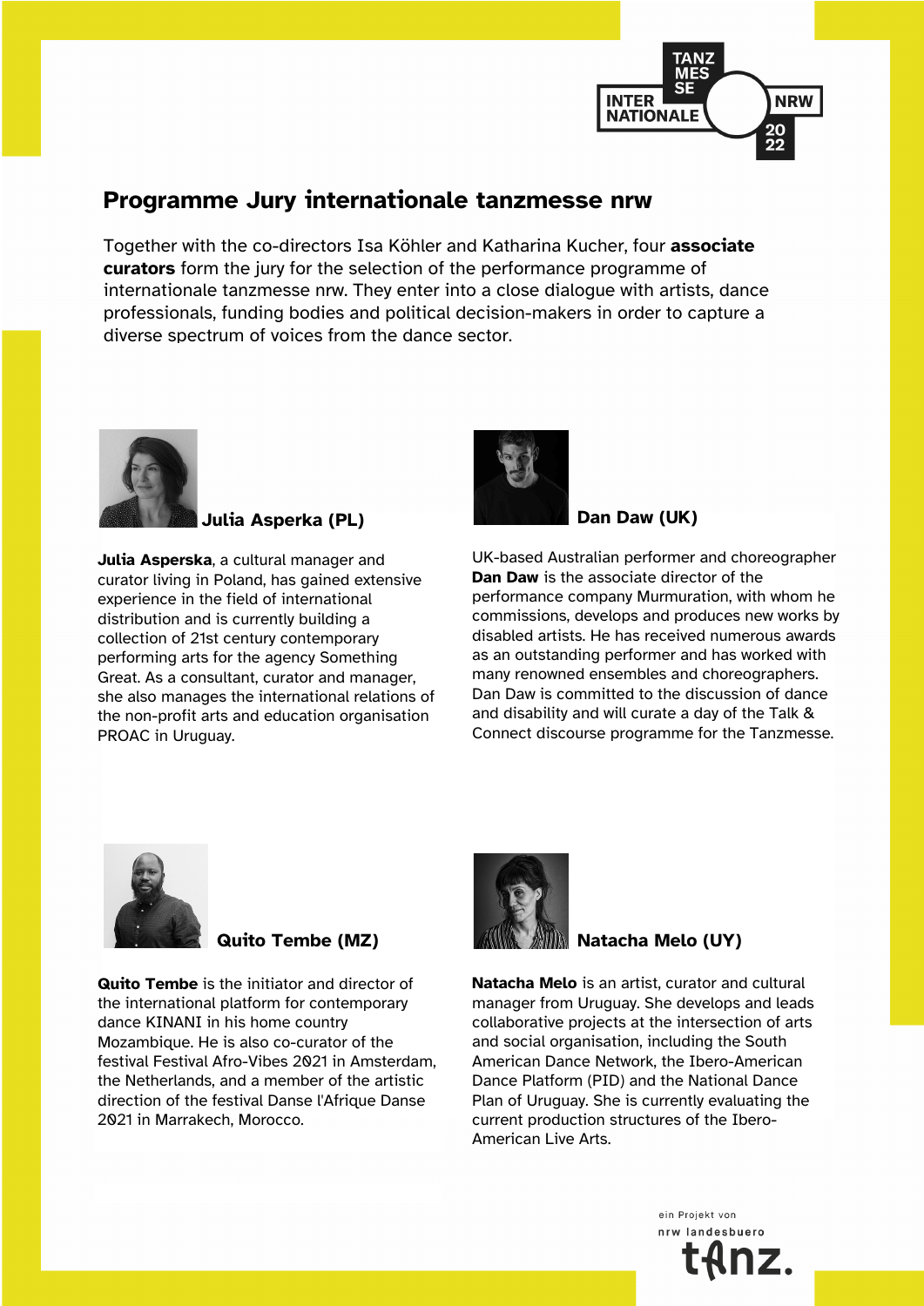# Programme Jury internationale tanzmesse nrw

Together with the co-directors Isa Köhler and Katharina Kucher, four **associate curators** form the jury for the selection of the performance programme of internationale tanzmesse nrw. They enter into a close dialogue with artists, dance professionals, funding bodies and political decision-makers in order to capture a diverse spectrum of voices from the dance sector.

## Julia Asperka (PL)

**Julia Asperska**, a cultural manager and curator living in Poland, has gained extensive experience in the field of international distribution and is currently building a collection of 21st century contemporary performing arts for the agency Something Great. As a consultant, curator and manager, she also manages the international relations of the non-profit arts and education organisation PROAC in Uruguay.

## Dan Daw (UK)

UK-based Australian performer and choreographer **Dan Daw** is the associate director of the performance company Murmuration, with whom he commissions, develops and produces new works by disabled artists. He has received numerous awards as an outstanding performer and has worked with many renowned ensembles and choreographers. Dan Daw is committed to the discussion of dance and disability and will curate a day of the Talk & Connect discourse programme for the Tanzmesse.

## Quito Tembe (MZ)

**Quito Tembe** is the initiator and director of the international platform for contemporary dance KINANI in his home country Mozambique. He is also co-curator of the festival Festival Afro-Vibes 2021 in Amsterdam, the Netherlands, and a member of the artistic direction of the festival Danse l'Afrique Danse 2021 in Marrakech, Morocco.

## Natacha Melo (UY)

**Natacha Melo** is an artist, curator and cultural manager from Uruguay. She develops and leads collaborative projects at the intersection of arts and social organisation, including the South American Dance Network, the Ibero-American Dance Platform (PID) and the National Dance Plan of Uruguay. She is currently evaluating the current production structures of the Ibero-American Live Arts.

ein Projekt von nrw landesbuero tanz.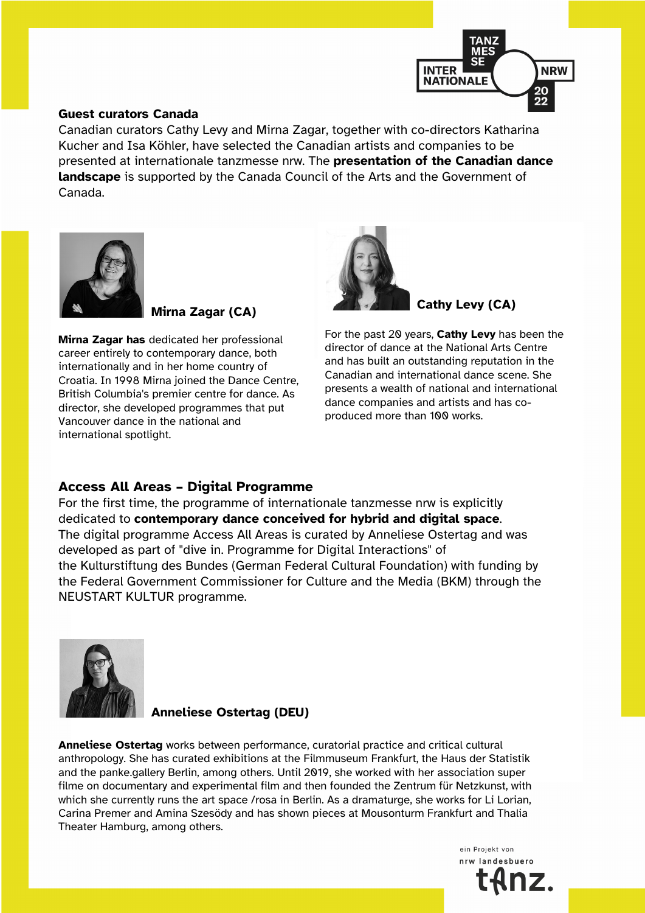### Guest curators Canada

Canadian curators Cathy Levy and Mirna Zagar, together with co-directors Katharina Kucher and Isa Köhler, have selected the Canadian artists and companies to be presented at internationale tanzmesse nrw. The **presentation of the Canadian dance landscape** is supported by the Canada Council of the Arts and the Government of Canada.

**Mirna Zagar (CA)**

**Mirna Zagar has** dedicated her professional career entirely to contemporary dance, both internationally and in her home country of Croatia. In 1998 Mirna joined the Dance Centre, British Columbia's premier centre for dance. As director, she developed programmes that put Vancouver dance in the national and international spotlight.

**Cathy Levy (CA)**

For the past 20 years, **Cathy Levy** has been the director of dance at the National Arts Centre and has built an outstanding reputation in the Canadian and international dance scene. She presents a wealth of national and international dance companies and artists and has co-produced more than 100 works.

### Access All Areas – Digital Programme

For the first time, the programme of internationale tanzmesse nrw is explicitly dedicated to **contemporary dance conceived for hybrid and digital space**. The digital programme Access All Areas is curated by Anneliese Ostertag and was developed as part of "dive in. Programme for Digital Interactions" of the Kulturstiftung des Bundes (German Federal Cultural Foundation) with funding by the Federal Government Commissioner for Culture and the Media (BKM) through the NEUSTART KULTUR programme.

**Anneliese Ostertag (DEU)**

**Anneliese Ostertag** works between performance, curatorial practice and critical cultural anthropology. She has curated exhibitions at the Filmmuseum Frankfurt, the Haus der Statistik and the panke.gallery Berlin, among others. Until 2019, she worked with her association super filme on documentary and experimental film and then founded the Zentrum für Netzkunst, with which she currently runs the art space /rosa in Berlin. As a dramaturge, she works for Li Lorian, Carina Premer and Amina Szeszödy and has shown pieces at Mousonturm Frankfurt and Thalia Theater Hamburg, among others.

ein Projekt von
nrw landesbuero
tanz.